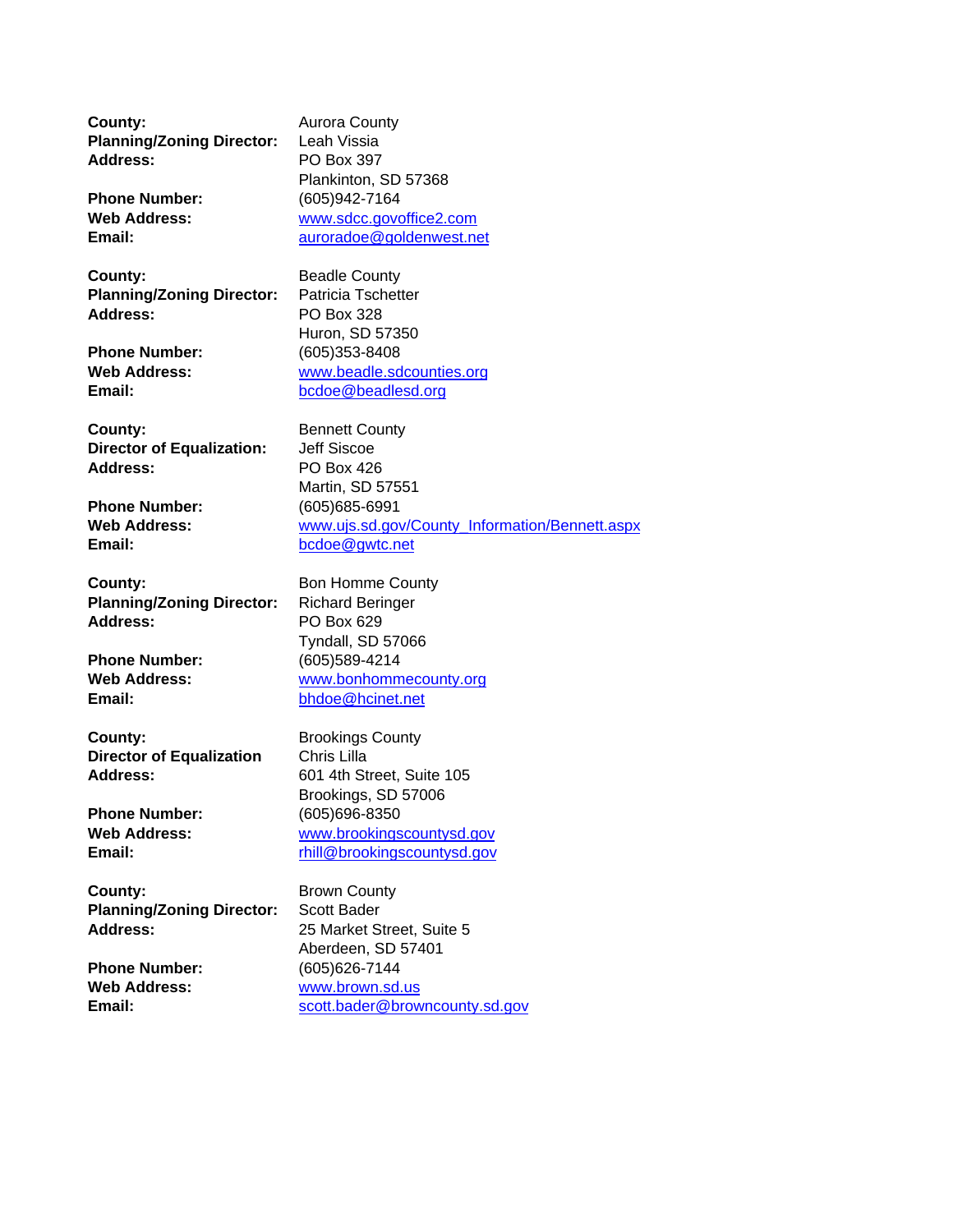**County:** Aurora County
**Planning/Zoning Director:** Leah Vissia
**Address:** PO Box 397
Plankinton, SD 57368
**Phone Number:** (605)942-7164
**Web Address:** www.sdcc.govoffice2.com
**Email:** auroradoe@goldenwest.net

**County:** Beadle County
**Planning/Zoning Director:** Patricia Tschetter
**Address:** PO Box 328
Huron, SD 57350
**Phone Number:** (605)353-8408
**Web Address:** www.beadle.sdcounties.org
**Email:** bcdoe@beadlesd.org

**County:** Bennett County
**Director of Equalization:** Jeff Siscoe
**Address:** PO Box 426
Martin, SD 57551
**Phone Number:** (605)685-6991
**Web Address:** www.ujs.sd.gov/County_Information/Bennett.aspx
**Email:** bcdoe@gwtc.net

**County:** Bon Homme County
**Planning/Zoning Director:** Richard Beringer
**Address:** PO Box 629
Tyndall, SD 57066
**Phone Number:** (605)589-4214
**Web Address:** www.bonhommecounty.org
**Email:** bhdoe@hcinet.net

**County:** Brookings County
**Director of Equalization** Chris Lilla
**Address:** 601 4th Street, Suite 105
Brookings, SD 57006
**Phone Number:** (605)696-8350
**Web Address:** www.brookingscountysd.gov
**Email:** rhill@brookingscountysd.gov

**County:** Brown County
**Planning/Zoning Director:** Scott Bader
**Address:** 25 Market Street, Suite 5
Aberdeen, SD 57401
**Phone Number:** (605)626-7144
**Web Address:** www.brown.sd.us
**Email:** scott.bader@browncounty.sd.gov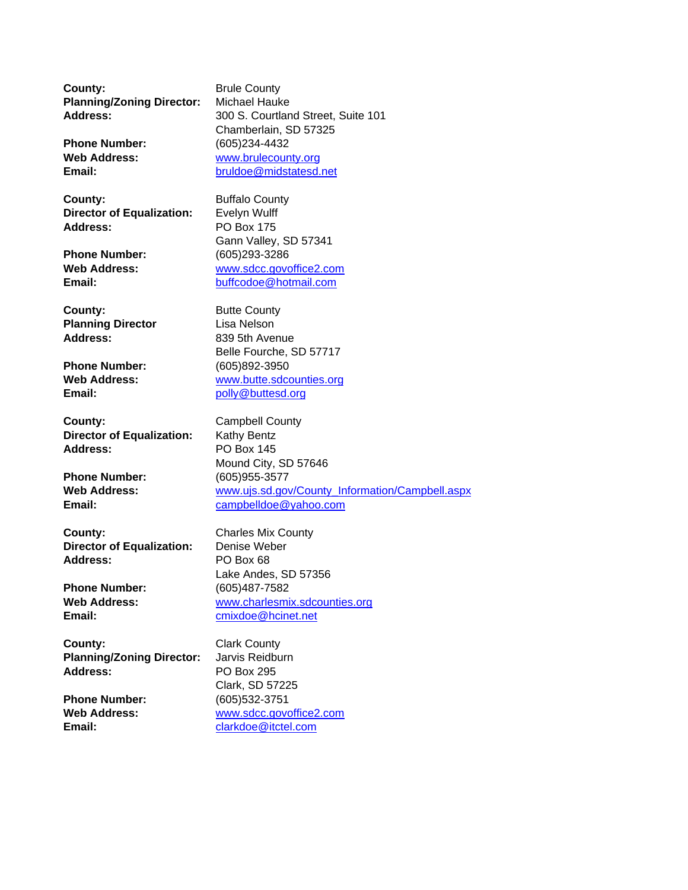**County:** Brule County
**Planning/Zoning Director:** Michael Hauke
**Address:** 300 S. Courtland Street, Suite 101
Chamberlain, SD 57325
**Phone Number:** (605)234-4432
**Web Address:** www.brulecounty.org
**Email:** bruldoe@midstatesd.net

**County:** Buffalo County
**Director of Equalization:** Evelyn Wulff
**Address:** PO Box 175
Gann Valley, SD 57341
**Phone Number:** (605)293-3286
**Web Address:** www.sdcc.govoffice2.com
**Email:** buffcodoe@hotmail.com

**County:** Butte County
**Planning Director** Lisa Nelson
**Address:** 839 5th Avenue
Belle Fourche, SD 57717
**Phone Number:** (605)892-3950
**Web Address:** www.butte.sdcounties.org
**Email:** polly@buttesd.org

**County:** Campbell County
**Director of Equalization:** Kathy Bentz
**Address:** PO Box 145
Mound City, SD 57646
**Phone Number:** (605)955-3577
**Web Address:** www.ujs.sd.gov/County_Information/Campbell.aspx
**Email:** campbelldoe@yahoo.com

**County:** Charles Mix County
**Director of Equalization:** Denise Weber
**Address:** PO Box 68
Lake Andes, SD 57356
**Phone Number:** (605)487-7582
**Web Address:** www.charlesmix.sdcounties.org
**Email:** cmixdoe@hcinet.net

**County:** Clark County
**Planning/Zoning Director:** Jarvis Reidburn
**Address:** PO Box 295
Clark, SD 57225
**Phone Number:** (605)532-3751
**Web Address:** www.sdcc.govoffice2.com
**Email:** clarkdoe@itctel.com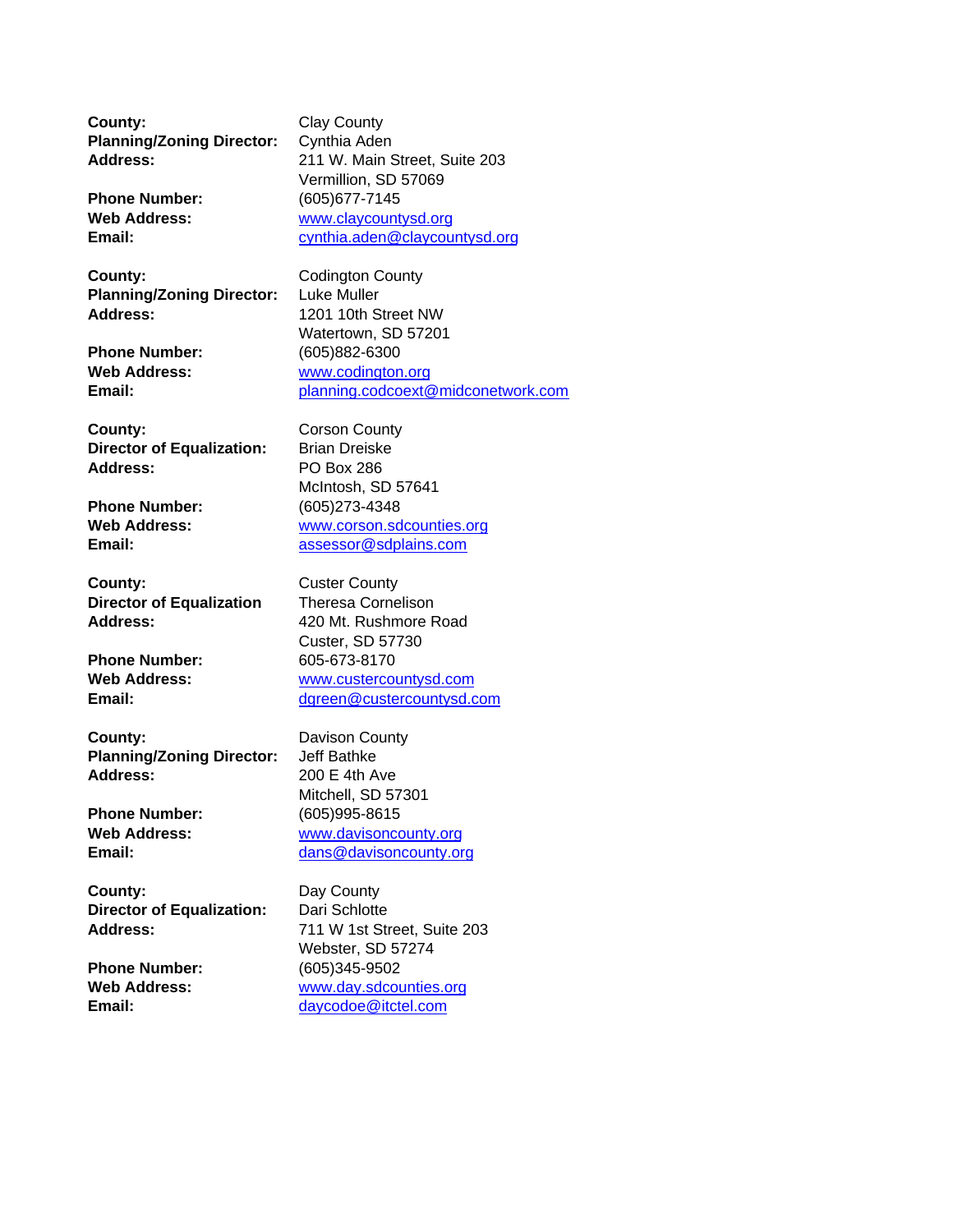**County:** Clay County
**Planning/Zoning Director:** Cynthia Aden
**Address:** 211 W. Main Street, Suite 203
Vermillion, SD 57069
**Phone Number:** (605)677-7145
**Web Address:** www.claycountysd.org
**Email:** cynthia.aden@claycountysd.org

**County:** Codington County
**Planning/Zoning Director:** Luke Muller
**Address:** 1201 10th Street NW
Watertown, SD 57201
**Phone Number:** (605)882-6300
**Web Address:** www.codington.org
**Email:** planning.codcoext@midconetwork.com

**County:** Corson County
**Director of Equalization:** Brian Dreiske
**Address:** PO Box 286
McIntosh, SD 57641
**Phone Number:** (605)273-4348
**Web Address:** www.corson.sdcounties.org
**Email:** assessor@sdplains.com

**County:** Custer County
**Director of Equalization** Theresa Cornelison
**Address:** 420 Mt. Rushmore Road
Custer, SD 57730
**Phone Number:** 605-673-8170
**Web Address:** www.custercountysd.com
**Email:** dgreen@custercountysd.com

**County:** Davison County
**Planning/Zoning Director:** Jeff Bathke
**Address:** 200 E 4th Ave
Mitchell, SD 57301
**Phone Number:** (605)995-8615
**Web Address:** www.davisoncounty.org
**Email:** dans@davisoncounty.org

**County:** Day County
**Director of Equalization:** Dari Schlotte
**Address:** 711 W 1st Street, Suite 203
Webster, SD 57274
**Phone Number:** (605)345-9502
**Web Address:** www.day.sdcounties.org
**Email:** daycodoe@itctel.com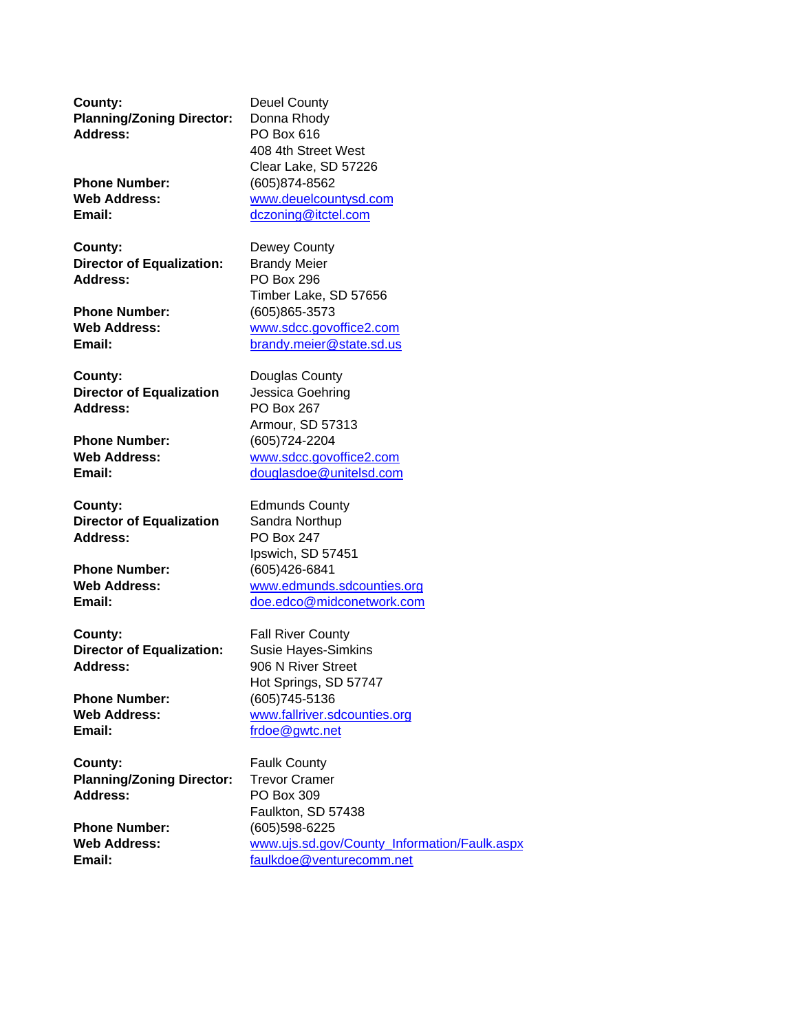**County:** Deuel County
**Planning/Zoning Director:** Donna Rhody
**Address:** PO Box 616
408 4th Street West
Clear Lake, SD 57226
**Phone Number:** (605)874-8562
**Web Address:** www.deuelcountysd.com
**Email:** dczoning@itctel.com

**County:** Dewey County
**Director of Equalization:** Brandy Meier
**Address:** PO Box 296
Timber Lake, SD 57656
**Phone Number:** (605)865-3573
**Web Address:** www.sdcc.govoffice2.com
**Email:** brandy.meier@state.sd.us

**County:** Douglas County
**Director of Equalization** Jessica Goehring
**Address:** PO Box 267
Armour, SD 57313
**Phone Number:** (605)724-2204
**Web Address:** www.sdcc.govoffice2.com
**Email:** douglasdoe@unitelsd.com

**County:** Edmunds County
**Director of Equalization** Sandra Northup
**Address:** PO Box 247
Ipswich, SD 57451
**Phone Number:** (605)426-6841
**Web Address:** www.edmunds.sdcounties.org
**Email:** doe.edco@midconetwork.com

**County:** Fall River County
**Director of Equalization:** Susie Hayes-Simkins
**Address:** 906 N River Street
Hot Springs, SD 57747
**Phone Number:** (605)745-5136
**Web Address:** www.fallriver.sdcounties.org
**Email:** frdoe@gwtc.net

**County:** Faulk County
**Planning/Zoning Director:** Trevor Cramer
**Address:** PO Box 309
Faulkton, SD 57438
**Phone Number:** (605)598-6225
**Web Address:** www.ujs.sd.gov/County_Information/Faulk.aspx
**Email:** faulkdoe@venturecomm.net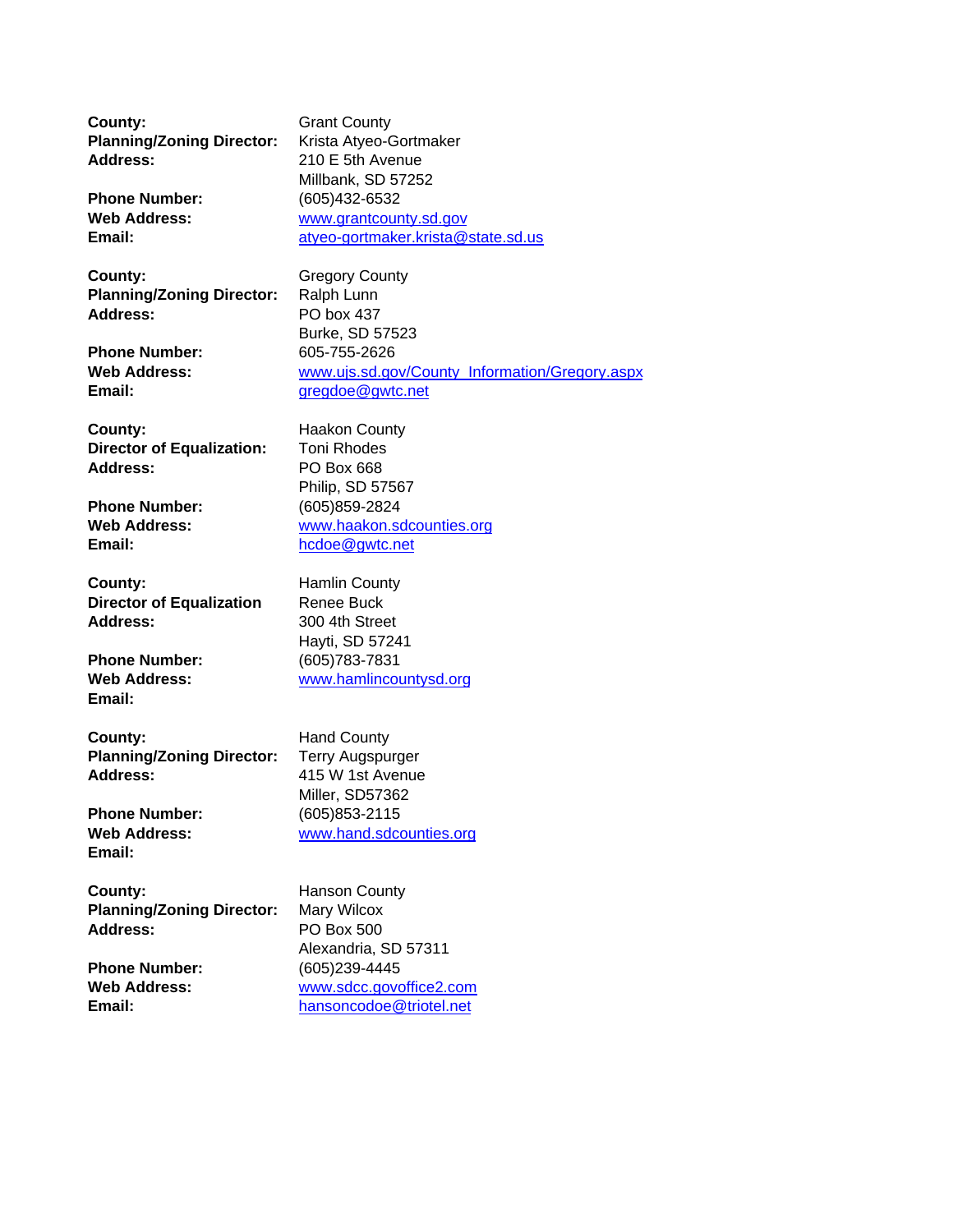**County:** Grant County
**Planning/Zoning Director:** Krista Atyeo-Gortmaker
**Address:** 210 E 5th Avenue
Millbank, SD 57252
**Phone Number:** (605)432-6532
**Web Address:** www.grantcounty.sd.gov
**Email:** atyeo-gortmaker.krista@state.sd.us

**County:** Gregory County
**Planning/Zoning Director:** Ralph Lunn
**Address:** PO box 437
Burke, SD 57523
**Phone Number:** 605-755-2626
**Web Address:** www.ujs.sd.gov/County_Information/Gregory.aspx
**Email:** gregdoe@gwtc.net

**County:** Haakon County
**Director of Equalization:** Toni Rhodes
**Address:** PO Box 668
Philip, SD 57567
**Phone Number:** (605)859-2824
**Web Address:** www.haakon.sdcounties.org
**Email:** hcdoe@gwtc.net

**County:** Hamlin County
**Director of Equalization** Renee Buck
**Address:** 300 4th Street
Hayti, SD 57241
**Phone Number:** (605)783-7831
**Web Address:** www.hamlincountysd.org
**Email:**

**County:** Hand County
**Planning/Zoning Director:** Terry Augspurger
**Address:** 415 W 1st Avenue
Miller, SD57362
**Phone Number:** (605)853-2115
**Web Address:** www.hand.sdcounties.org
**Email:**

**County:** Hanson County
**Planning/Zoning Director:** Mary Wilcox
**Address:** PO Box 500
Alexandria, SD 57311
**Phone Number:** (605)239-4445
**Web Address:** www.sdcc.govoffice2.com
**Email:** hansoncodoe@triotel.net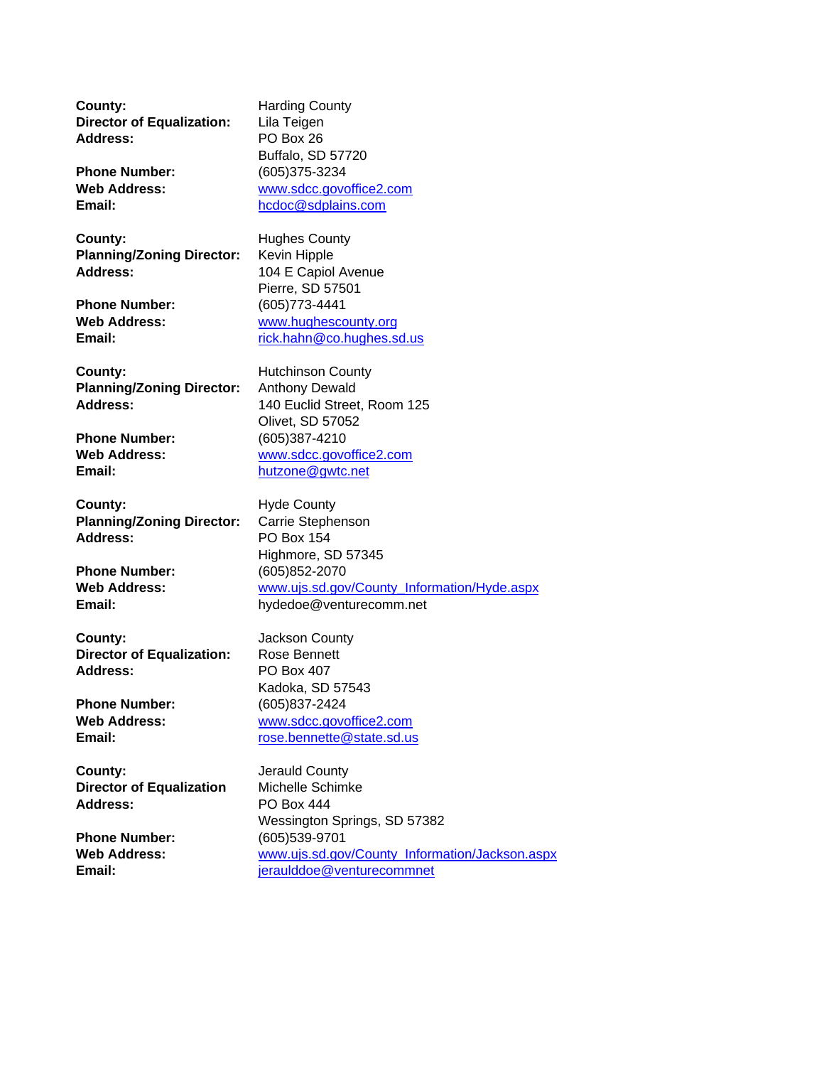**County:** Harding County
**Director of Equalization:** Lila Teigen
**Address:** PO Box 26
Buffalo, SD 57720
**Phone Number:** (605)375-3234
**Web Address:** www.sdcc.govoffice2.com
**Email:** hcdoc@sdplains.com

**County:** Hughes County
**Planning/Zoning Director:** Kevin Hipple
**Address:** 104 E Capiol Avenue
Pierre, SD 57501
**Phone Number:** (605)773-4441
**Web Address:** www.hughescounty.org
**Email:** rick.hahn@co.hughes.sd.us

**County:** Hutchinson County
**Planning/Zoning Director:** Anthony Dewald
**Address:** 140 Euclid Street, Room 125
Olivet, SD 57052
**Phone Number:** (605)387-4210
**Web Address:** www.sdcc.govoffice2.com
**Email:** hutzone@gwtc.net

**County:** Hyde County
**Planning/Zoning Director:** Carrie Stephenson
**Address:** PO Box 154
Highmore, SD 57345
**Phone Number:** (605)852-2070
**Web Address:** www.ujs.sd.gov/County_Information/Hyde.aspx
**Email:** hydedoe@venturecomm.net

**County:** Jackson County
**Director of Equalization:** Rose Bennett
**Address:** PO Box 407
Kadoka, SD 57543
**Phone Number:** (605)837-2424
**Web Address:** www.sdcc.govoffice2.com
**Email:** rose.bennette@state.sd.us

**County:** Jerauld County
**Director of Equalization** Michelle Schimke
**Address:** PO Box 444
Wessington Springs, SD 57382
**Phone Number:** (605)539-9701
**Web Address:** www.ujs.sd.gov/County_Information/Jackson.aspx
**Email:** jeraulddoe@venturecommnet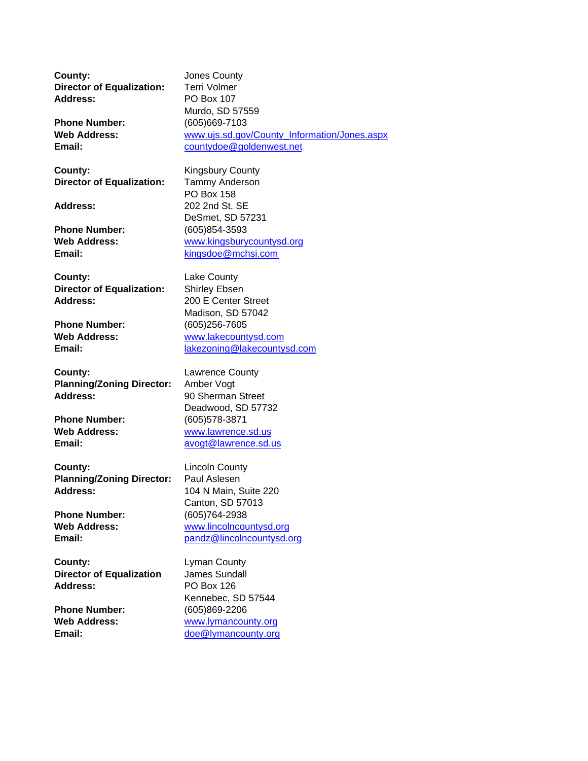**County:** Jones County
**Director of Equalization:** Terri Volmer
**Address:** PO Box 107
Murdo, SD 57559
**Phone Number:** (605)669-7103
**Web Address:** www.ujs.sd.gov/County_Information/Jones.aspx
**Email:** countydoe@goldenwest.net

**County:** Kingsbury County
**Director of Equalization:** Tammy Anderson
PO Box 158
**Address:** 202 2nd St. SE
DeSmet, SD 57231
**Phone Number:** (605)854-3593
**Web Address:** www.kingsburycountysd.org
**Email:** kingsdoe@mchsi.com

**County:** Lake County
**Director of Equalization:** Shirley Ebsen
**Address:** 200 E Center Street
Madison, SD 57042
**Phone Number:** (605)256-7605
**Web Address:** www.lakecountysd.com
**Email:** lakezoning@lakecountysd.com

**County:** Lawrence County
**Planning/Zoning Director:** Amber Vogt
**Address:** 90 Sherman Street
Deadwood, SD 57732
**Phone Number:** (605)578-3871
**Web Address:** www.lawrence.sd.us
**Email:** avogt@lawrence.sd.us

**County:** Lincoln County
**Planning/Zoning Director:** Paul Aslesen
**Address:** 104 N Main, Suite 220
Canton, SD 57013
**Phone Number:** (605)764-2938
**Web Address:** www.lincolncountysd.org
**Email:** pandz@lincolncountysd.org

**County:** Lyman County
**Director of Equalization** James Sundall
**Address:** PO Box 126
Kennebec, SD 57544
**Phone Number:** (605)869-2206
**Web Address:** www.lymancounty.org
**Email:** doe@lymancounty.org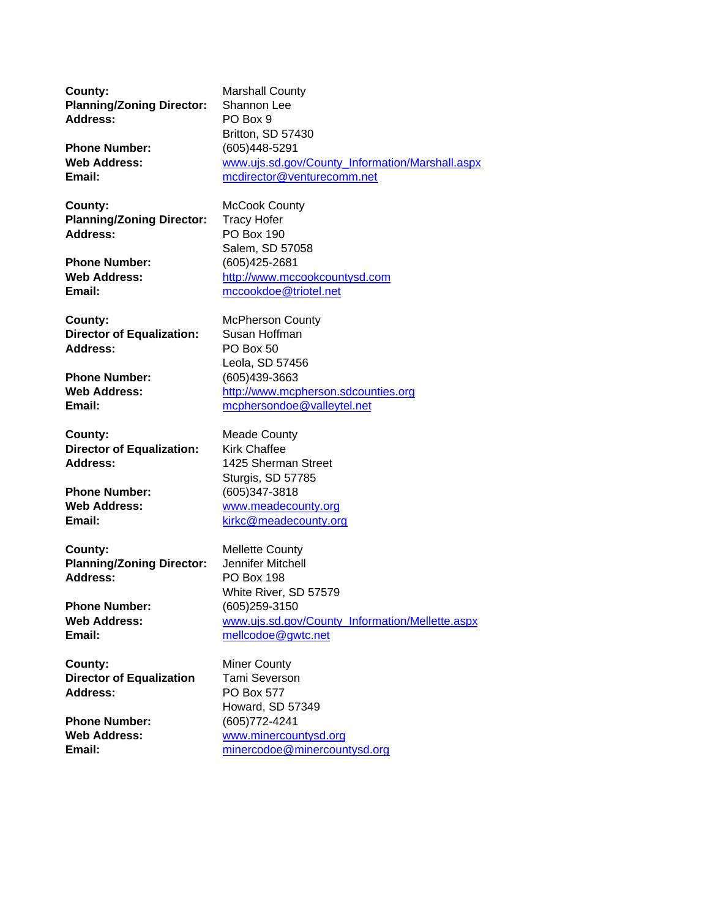**County:** Marshall County
**Planning/Zoning Director:** Shannon Lee
**Address:** PO Box 9
Britton, SD 57430
**Phone Number:** (605)448-5291
**Web Address:** www.ujs.sd.gov/County_Information/Marshall.aspx
**Email:** mcdirector@venturecomm.net

**County:** McCook County
**Planning/Zoning Director:** Tracy Hofer
**Address:** PO Box 190
Salem, SD 57058
**Phone Number:** (605)425-2681
**Web Address:** http://www.mccookcountysd.com
**Email:** mccookdoe@triotel.net

**County:** McPherson County
**Director of Equalization:** Susan Hoffman
**Address:** PO Box 50
Leola, SD 57456
**Phone Number:** (605)439-3663
**Web Address:** http://www.mcpherson.sdcounties.org
**Email:** mcphersondoe@valleytel.net

**County:** Meade County
**Director of Equalization:** Kirk Chaffee
**Address:** 1425 Sherman Street
Sturgis, SD 57785
**Phone Number:** (605)347-3818
**Web Address:** www.meadecounty.org
**Email:** kirkc@meadecounty.org

**County:** Mellette County
**Planning/Zoning Director:** Jennifer Mitchell
**Address:** PO Box 198
White River, SD 57579
**Phone Number:** (605)259-3150
**Web Address:** www.ujs.sd.gov/County_Information/Mellette.aspx
**Email:** mellcodoe@gwtc.net

**County:** Miner County
**Director of Equalization** Tami Severson
**Address:** PO Box 577
Howard, SD 57349
**Phone Number:** (605)772-4241
**Web Address:** www.minercountysd.org
**Email:** minercodoe@minercountysd.org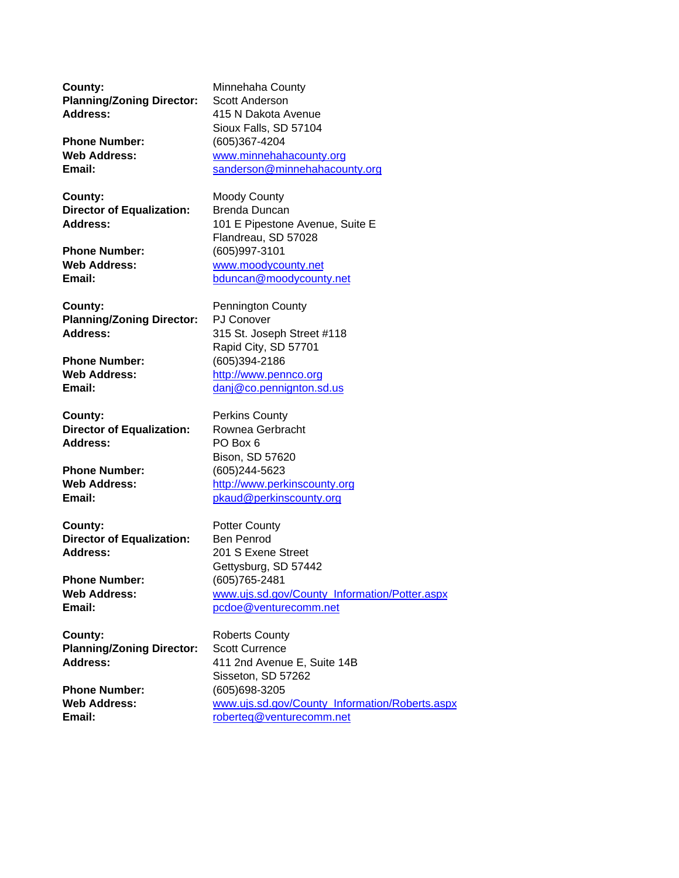**County:** Minnehaha County
**Planning/Zoning Director:** Scott Anderson
**Address:** 415 N Dakota Avenue
Sioux Falls, SD 57104
**Phone Number:** (605)367-4204
**Web Address:** www.minnehahacounty.org
**Email:** sanderson@minnehahacounty.org

**County:** Moody County
**Director of Equalization:** Brenda Duncan
**Address:** 101 E Pipestone Avenue, Suite E
Flandreau, SD 57028
**Phone Number:** (605)997-3101
**Web Address:** www.moodycounty.net
**Email:** bduncan@moodycounty.net

**County:** Pennington County
**Planning/Zoning Director:** PJ Conover
**Address:** 315 St. Joseph Street #118
Rapid City, SD 57701
**Phone Number:** (605)394-2186
**Web Address:** http://www.pennco.org
**Email:** danj@co.pennignton.sd.us

**County:** Perkins County
**Director of Equalization:** Rownea Gerbracht
**Address:** PO Box 6
Bison, SD 57620
**Phone Number:** (605)244-5623
**Web Address:** http://www.perkinscounty.org
**Email:** pkaud@perkinscounty.org

**County:** Potter County
**Director of Equalization:** Ben Penrod
**Address:** 201 S Exene Street
Gettysburg, SD 57442
**Phone Number:** (605)765-2481
**Web Address:** www.ujs.sd.gov/County_Information/Potter.aspx
**Email:** pcdoe@venturecomm.net

**County:** Roberts County
**Planning/Zoning Director:** Scott Currence
**Address:** 411 2nd Avenue E, Suite 14B
Sisseton, SD 57262
**Phone Number:** (605)698-3205
**Web Address:** www.ujs.sd.gov/County_Information/Roberts.aspx
**Email:** roberteq@venturecomm.net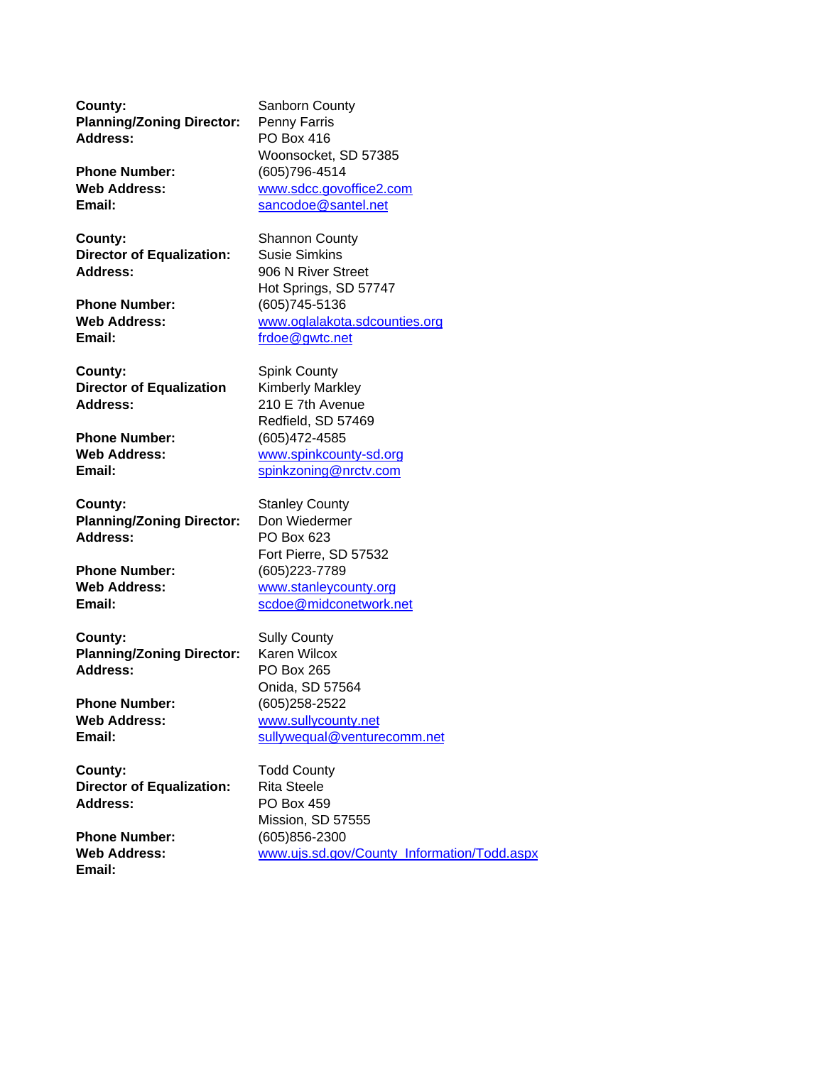**County:** Sanborn County
**Planning/Zoning Director:** Penny Farris
**Address:** PO Box 416
Woonsocket, SD 57385
**Phone Number:** (605)796-4514
**Web Address:** www.sdcc.govoffice2.com
**Email:** sancodoe@santel.net

**County:** Shannon County
**Director of Equalization:** Susie Simkins
**Address:** 906 N River Street
Hot Springs, SD 57747
**Phone Number:** (605)745-5136
**Web Address:** www.oglalakota.sdcounties.org
**Email:** frdoe@gwtc.net

**County:** Spink County
**Director of Equalization** Kimberly Markley
**Address:** 210 E 7th Avenue
Redfield, SD 57469
**Phone Number:** (605)472-4585
**Web Address:** www.spinkcounty-sd.org
**Email:** spinkzoning@nrctv.com

**County:** Stanley County
**Planning/Zoning Director:** Don Wiedermer
**Address:** PO Box 623
Fort Pierre, SD 57532
**Phone Number:** (605)223-7789
**Web Address:** www.stanleycounty.org
**Email:** scdoe@midconetwork.net

**County:** Sully County
**Planning/Zoning Director:** Karen Wilcox
**Address:** PO Box 265
Onida, SD 57564
**Phone Number:** (605)258-2522
**Web Address:** www.sullycounty.net
**Email:** sullywequal@venturecomm.net

**County:** Todd County
**Director of Equalization:** Rita Steele
**Address:** PO Box 459
Mission, SD 57555
**Phone Number:** (605)856-2300
**Web Address:** www.ujs.sd.gov/County_Information/Todd.aspx
**Email:**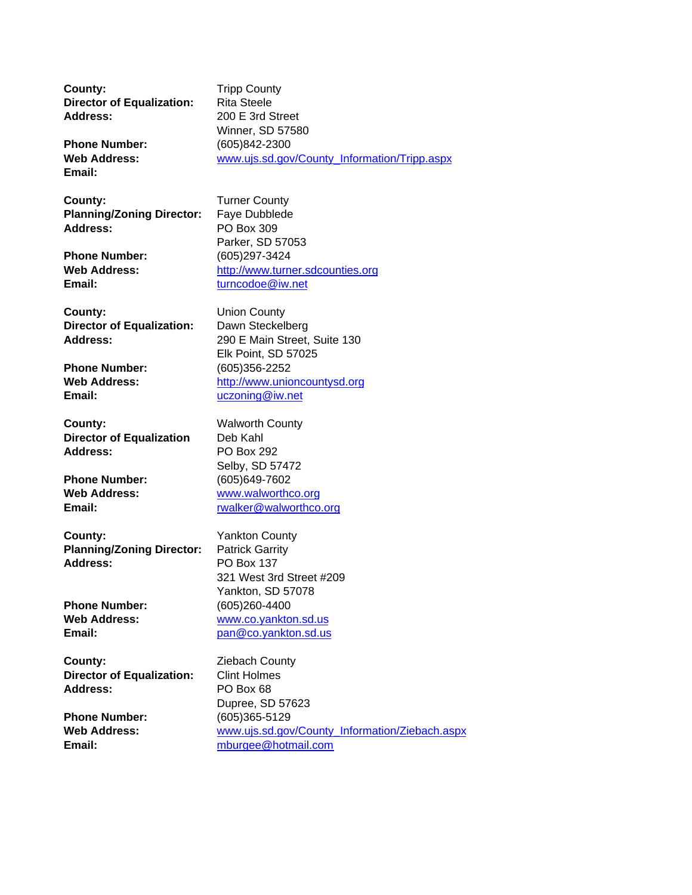**County:** Tripp County
**Director of Equalization:** Rita Steele
**Address:** 200 E 3rd Street
Winner, SD 57580
**Phone Number:** (605)842-2300
**Web Address:** www.ujs.sd.gov/County_Information/Tripp.aspx
**Email:**

**County:** Turner County
**Planning/Zoning Director:** Faye Dubblede
**Address:** PO Box 309
Parker, SD 57053
**Phone Number:** (605)297-3424
**Web Address:** http://www.turner.sdcounties.org
**Email:** turncodoe@iw.net

**County:** Union County
**Director of Equalization:** Dawn Steckelberg
**Address:** 290 E Main Street, Suite 130
Elk Point, SD 57025
**Phone Number:** (605)356-2252
**Web Address:** http://www.unioncountysd.org
**Email:** uczoning@iw.net

**County:** Walworth County
**Director of Equalization** Deb Kahl
**Address:** PO Box 292
Selby, SD 57472
**Phone Number:** (605)649-7602
**Web Address:** www.walworthco.org
**Email:** rwalker@walworthco.org

**County:** Yankton County
**Planning/Zoning Director:** Patrick Garrity
**Address:** PO Box 137
321 West 3rd Street #209
Yankton, SD 57078
**Phone Number:** (605)260-4400
**Web Address:** www.co.yankton.sd.us
**Email:** pan@co.yankton.sd.us

**County:** Ziebach County
**Director of Equalization:** Clint Holmes
**Address:** PO Box 68
Dupree, SD 57623
**Phone Number:** (605)365-5129
**Web Address:** www.ujs.sd.gov/County_Information/Ziebach.aspx
**Email:** mburgee@hotmail.com